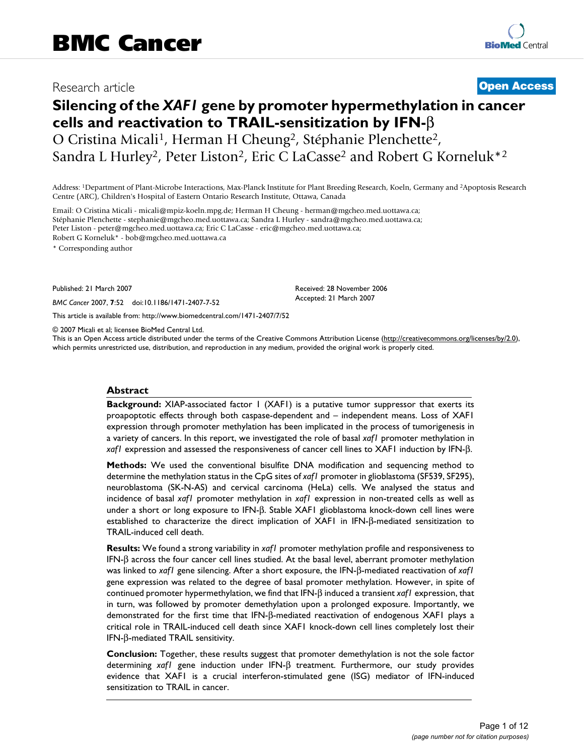# BMC Cancer

Research article **Open Access**

# Silencing of the *XAF1* gene by promoter hypermethylation in cancer cells and reactivation to TRAIL-sensitization by IFN-β

O Cristina Micali[1], Herman H Cheung[2], Stéphanie Plenchette[2], Sandra L Hurley[2], Peter Liston[2], Eric C LaCasse[2] and Robert G Korneluk*[2]

Address: [1]Department of Plant-Microbe Interactions, Max-Planck Institute for Plant Breeding Research, Koeln, Germany and [2]Apoptosis Research Centre (ARC), Children's Hospital of Eastern Ontario Research Institute, Ottawa, Canada

Email: O Cristina Micali - micali@mpiz-koeln.mpg.de; Herman H Cheung - herman@mgcheo.med.uottawa.ca; Stéphanie Plenchette - stephanie@mgcheo.med.uottawa.ca; Sandra L Hurley - sandra@mgcheo.med.uottawa.ca; Peter Liston - peter@mgcheo.med.uottawa.ca; Eric C LaCasse - eric@mgcheo.med.uottawa.ca; Robert G Korneluk* - bob@mgcheo.med.uottawa.ca

\* Corresponding author

Published: 21 March 2007

*BMC Cancer* 2007, **7**:52 doi:10.1186/1471-2407-7-52

Received: 28 November 2006
Accepted: 21 March 2007

This article is available from: http://www.biomedcentral.com/1471-2407/7/52

© 2007 Micali et al; licensee BioMed Central Ltd.
This is an Open Access article distributed under the terms of the Creative Commons Attribution License (http://creativecommons.org/licenses/by/2.0), which permits unrestricted use, distribution, and reproduction in any medium, provided the original work is properly cited.

## Abstract

**Background:** XIAP-associated factor 1 (XAF1) is a putative tumor suppressor that exerts its proapoptotic effects through both caspase-dependent and – independent means. Loss of XAF1 expression through promoter methylation has been implicated in the process of tumorigenesis in a variety of cancers. In this report, we investigated the role of basal *xaf1* promoter methylation in *xaf1* expression and assessed the responsiveness of cancer cell lines to XAF1 induction by IFN-β.

**Methods:** We used the conventional bisulfite DNA modification and sequencing method to determine the methylation status in the CpG sites of *xaf1* promoter in glioblastoma (SF539, SF295), neuroblastoma (SK-N-AS) and cervical carcinoma (HeLa) cells. We analysed the status and incidence of basal *xaf1* promoter methylation in *xaf1* expression in non-treated cells as well as under a short or long exposure to IFN-β. Stable XAF1 glioblastoma knock-down cell lines were established to characterize the direct implication of XAF1 in IFN-β-mediated sensitization to TRAIL-induced cell death.

**Results:** We found a strong variability in *xaf1* promoter methylation profile and responsiveness to IFN-β across the four cancer cell lines studied. At the basal level, aberrant promoter methylation was linked to *xaf1* gene silencing. After a short exposure, the IFN-β-mediated reactivation of *xaf1* gene expression was related to the degree of basal promoter methylation. However, in spite of continued promoter hypermethylation, we find that IFN-β induced a transient *xaf1* expression, that in turn, was followed by promoter demethylation upon a prolonged exposure. Importantly, we demonstrated for the first time that IFN-β-mediated reactivation of endogenous XAF1 plays a critical role in TRAIL-induced cell death since XAF1 knock-down cell lines completely lost their IFN-β-mediated TRAIL sensitivity.

**Conclusion:** Together, these results suggest that promoter demethylation is not the sole factor determining *xaf1* gene induction under IFN-β treatment. Furthermore, our study provides evidence that XAF1 is a crucial interferon-stimulated gene (ISG) mediator of IFN-induced sensitization to TRAIL in cancer.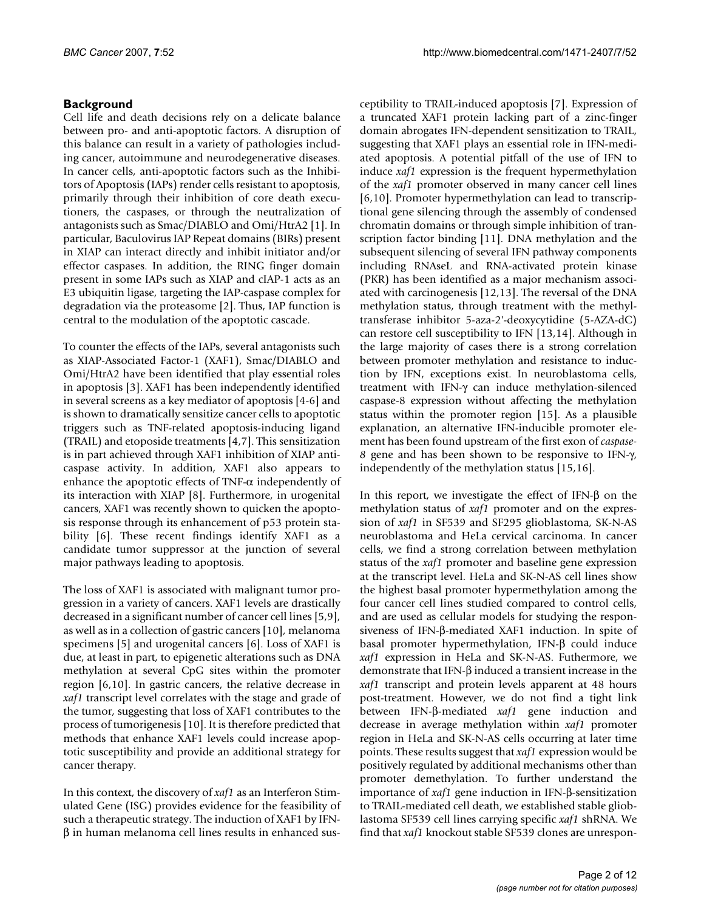## Background

Cell life and death decisions rely on a delicate balance between pro- and anti-apoptotic factors. A disruption of this balance can result in a variety of pathologies including cancer, autoimmune and neurodegenerative diseases. In cancer cells, anti-apoptotic factors such as the Inhibitors of Apoptosis (IAPs) render cells resistant to apoptosis, primarily through their inhibition of core death executioners, the caspases, or through the neutralization of antagonists such as Smac/DIABLO and Omi/HtrA2 [1]. In particular, Baculovirus IAP Repeat domains (BIRs) present in XIAP can interact directly and inhibit initiator and/or effector caspases. In addition, the RING finger domain present in some IAPs such as XIAP and cIAP-1 acts as an E3 ubiquitin ligase, targeting the IAP-caspase complex for degradation via the proteasome [2]. Thus, IAP function is central to the modulation of the apoptotic cascade.

To counter the effects of the IAPs, several antagonists such as XIAP-Associated Factor-1 (XAF1), Smac/DIABLO and Omi/HtrA2 have been identified that play essential roles in apoptosis [3]. XAF1 has been independently identified in several screens as a key mediator of apoptosis [4-6] and is shown to dramatically sensitize cancer cells to apoptotic triggers such as TNF-related apoptosis-inducing ligand (TRAIL) and etoposide treatments [4,7]. This sensitization is in part achieved through XAF1 inhibition of XIAP anti-caspase activity. In addition, XAF1 also appears to enhance the apoptotic effects of TNF-α independently of its interaction with XIAP [8]. Furthermore, in urogenital cancers, XAF1 was recently shown to quicken the apoptosis response through its enhancement of p53 protein stability [6]. These recent findings identify XAF1 as a candidate tumor suppressor at the junction of several major pathways leading to apoptosis.

The loss of XAF1 is associated with malignant tumor progression in a variety of cancers. XAF1 levels are drastically decreased in a significant number of cancer cell lines [5,9], as well as in a collection of gastric cancers [10], melanoma specimens [5] and urogenital cancers [6]. Loss of XAF1 is due, at least in part, to epigenetic alterations such as DNA methylation at several CpG sites within the promoter region [6,10]. In gastric cancers, the relative decrease in *xaf1* transcript level correlates with the stage and grade of the tumor, suggesting that loss of XAF1 contributes to the process of tumorigenesis [10]. It is therefore predicted that methods that enhance XAF1 levels could increase apoptotic susceptibility and provide an additional strategy for cancer therapy.

In this context, the discovery of *xaf1* as an Interferon Stimulated Gene (ISG) provides evidence for the feasibility of such a therapeutic strategy. The induction of XAF1 by IFN-β in human melanoma cell lines results in enhanced susceptibility to TRAIL-induced apoptosis [7]. Expression of a truncated XAF1 protein lacking part of a zinc-finger domain abrogates IFN-dependent sensitization to TRAIL, suggesting that XAF1 plays an essential role in IFN-mediated apoptosis. A potential pitfall of the use of IFN to induce *xaf1* expression is the frequent hypermethylation of the *xaf1* promoter observed in many cancer cell lines [6,10]. Promoter hypermethylation can lead to transcriptional gene silencing through the assembly of condensed chromatin domains or through simple inhibition of transcription factor binding [11]. DNA methylation and the subsequent silencing of several IFN pathway components including RNAseL and RNA-activated protein kinase (PKR) has been identified as a major mechanism associated with carcinogenesis [12,13]. The reversal of the DNA methylation status, through treatment with the methyltransferase inhibitor 5-aza-2'-deoxycytidine (5-AZA-dC) can restore cell susceptibility to IFN [13,14]. Although in the large majority of cases there is a strong correlation between promoter methylation and resistance to induction by IFN, exceptions exist. In neuroblastoma cells, treatment with IFN-γ can induce methylation-silenced caspase-8 expression without affecting the methylation status within the promoter region [15]. As a plausible explanation, an alternative IFN-inducible promoter element has been found upstream of the first exon of *caspase-8* gene and has been shown to be responsive to IFN-γ, independently of the methylation status [15,16].

In this report, we investigate the effect of IFN-β on the methylation status of *xaf1* promoter and on the expression of *xaf1* in SF539 and SF295 glioblastoma, SK-N-AS neuroblastoma and HeLa cervical carcinoma. In cancer cells, we find a strong correlation between methylation status of the *xaf1* promoter and baseline gene expression at the transcript level. HeLa and SK-N-AS cell lines show the highest basal promoter hypermethylation among the four cancer cell lines studied compared to control cells, and are used as cellular models for studying the responsiveness of IFN-β-mediated XAF1 induction. In spite of basal promoter hypermethylation, IFN-β could induce *xaf1* expression in HeLa and SK-N-AS. Futhermore, we demonstrate that IFN-β induced a transient increase in the *xaf1* transcript and protein levels apparent at 48 hours post-treatment. However, we do not find a tight link between IFN-β-mediated *xaf1* gene induction and decrease in average methylation within *xaf1* promoter region in HeLa and SK-N-AS cells occurring at later time points. These results suggest that *xaf1* expression would be positively regulated by additional mechanisms other than promoter demethylation. To further understand the importance of *xaf1* gene induction in IFN-β-sensitization to TRAIL-mediated cell death, we established stable glioblastoma SF539 cell lines carrying specific *xaf1* shRNA. We find that *xaf1* knockout stable SF539 clones are unrespon-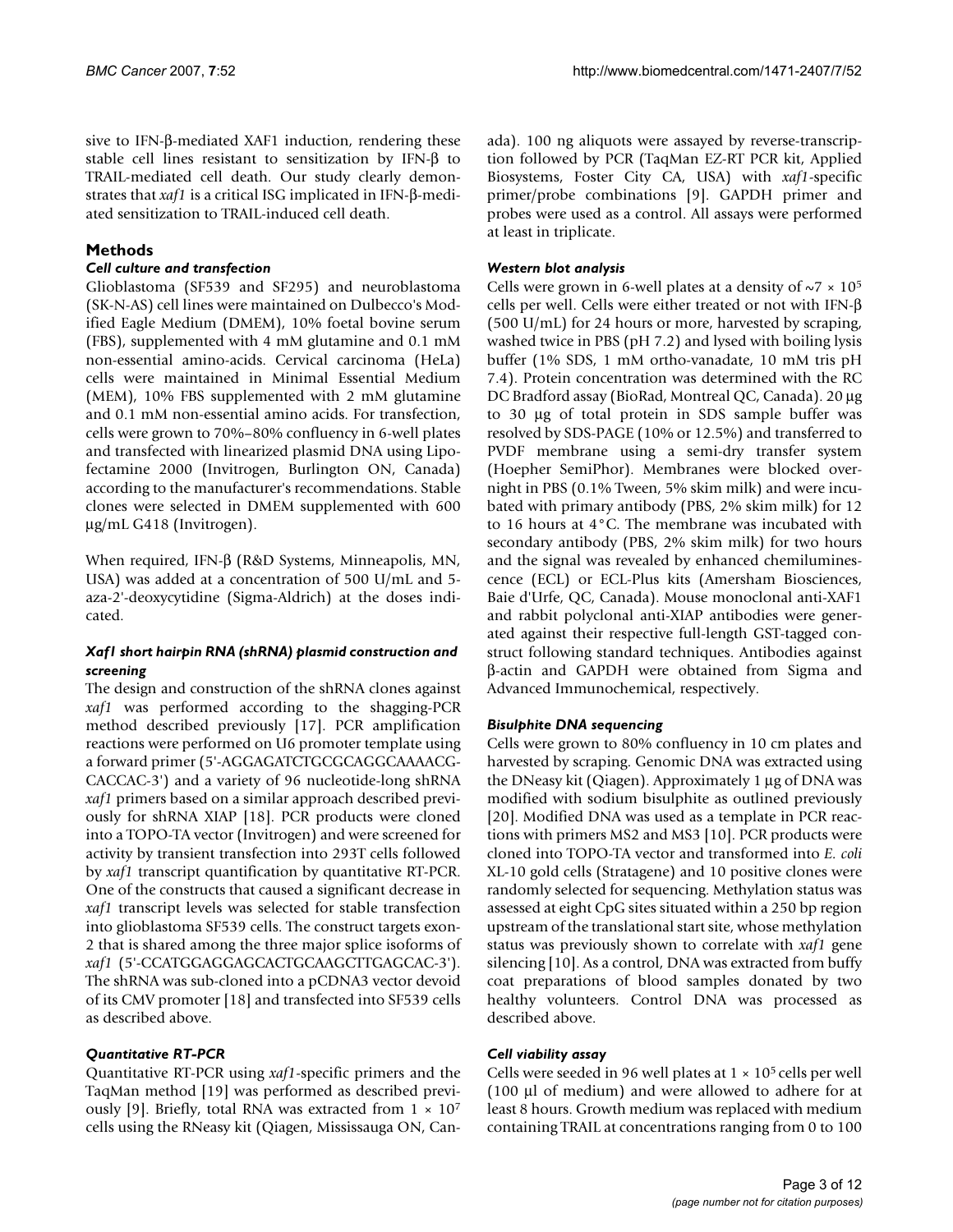sive to IFN-β-mediated XAF1 induction, rendering these stable cell lines resistant to sensitization by IFN-β to TRAIL-mediated cell death. Our study clearly demonstrates that *xaf1* is a critical ISG implicated in IFN-β-mediated sensitization to TRAIL-induced cell death.

## Methods

### *Cell culture and transfection*

Glioblastoma (SF539 and SF295) and neuroblastoma (SK-N-AS) cell lines were maintained on Dulbecco's Modified Eagle Medium (DMEM), 10% foetal bovine serum (FBS), supplemented with 4 mM glutamine and 0.1 mM non-essential amino-acids. Cervical carcinoma (HeLa) cells were maintained in Minimal Essential Medium (MEM), 10% FBS supplemented with 2 mM glutamine and 0.1 mM non-essential amino acids. For transfection, cells were grown to 70%–80% confluency in 6-well plates and transfected with linearized plasmid DNA using Lipofectamine 2000 (Invitrogen, Burlington ON, Canada) according to the manufacturer's recommendations. Stable clones were selected in DMEM supplemented with 600 μg/mL G418 (Invitrogen).

When required, IFN-β (R&D Systems, Minneapolis, MN, USA) was added at a concentration of 500 U/mL and 5-aza-2'-deoxycytidine (Sigma-Aldrich) at the doses indicated.

### *Xaf1 short hairpin RNA (shRNA) plasmid construction and screening*

The design and construction of the shRNA clones against *xaf1* was performed according to the shagging-PCR method described previously [17]. PCR amplification reactions were performed on U6 promoter template using a forward primer (5'-AGGAGATCTGCGCAGGCAAAACG-CACCAC-3') and a variety of 96 nucleotide-long shRNA *xaf1* primers based on a similar approach described previously for shRNA XIAP [18]. PCR products were cloned into a TOPO-TA vector (Invitrogen) and were screened for activity by transient transfection into 293T cells followed by *xaf1* transcript quantification by quantitative RT-PCR. One of the constructs that caused a significant decrease in *xaf1* transcript levels was selected for stable transfection into glioblastoma SF539 cells. The construct targets exon-2 that is shared among the three major splice isoforms of *xaf1* (5'-CCATGGAGGAGCACTGCAAGCTTGAGCAC-3'). The shRNA was sub-cloned into a pCDNA3 vector devoid of its CMV promoter [18] and transfected into SF539 cells as described above.

### *Quantitative RT-PCR*

Quantitative RT-PCR using *xaf1*-specific primers and the TaqMan method [19] was performed as described previously [9]. Briefly, total RNA was extracted from $1 \times 10^7$ cells using the RNeasy kit (Qiagen, Mississauga ON, Canada). 100 ng aliquots were assayed by reverse-transcription followed by PCR (TaqMan EZ-RT PCR kit, Applied Biosystems, Foster City CA, USA) with *xaf1*-specific primer/probe combinations [9]. GAPDH primer and probes were used as a control. All assays were performed at least in triplicate.

### *Western blot analysis*

Cells were grown in 6-well plates at a density of $\sim 7 \times 10^5$ cells per well. Cells were either treated or not with IFN-β (500 U/mL) for 24 hours or more, harvested by scraping, washed twice in PBS (pH 7.2) and lysed with boiling lysis buffer (1% SDS, 1 mM ortho-vanadate, 10 mM tris pH 7.4). Protein concentration was determined with the RC DC Bradford assay (BioRad, Montreal QC, Canada). 20 μg to 30 μg of total protein in SDS sample buffer was resolved by SDS-PAGE (10% or 12.5%) and transferred to PVDF membrane using a semi-dry transfer system (Hoepher SemiPhor). Membranes were blocked overnight in PBS (0.1% Tween, 5% skim milk) and were incubated with primary antibody (PBS, 2% skim milk) for 12 to 16 hours at 4°C. The membrane was incubated with secondary antibody (PBS, 2% skim milk) for two hours and the signal was revealed by enhanced chemiluminescence (ECL) or ECL-Plus kits (Amersham Biosciences, Baie d'Urfe, QC, Canada). Mouse monoclonal anti-XAF1 and rabbit polyclonal anti-XIAP antibodies were generated against their respective full-length GST-tagged construct following standard techniques. Antibodies against β-actin and GAPDH were obtained from Sigma and Advanced Immunochemical, respectively.

### *Bisulphite DNA sequencing*

Cells were grown to 80% confluency in 10 cm plates and harvested by scraping. Genomic DNA was extracted using the DNeasy kit (Qiagen). Approximately 1 μg of DNA was modified with sodium bisulphite as outlined previously [20]. Modified DNA was used as a template in PCR reactions with primers MS2 and MS3 [10]. PCR products were cloned into TOPO-TA vector and transformed into *E. coli* XL-10 gold cells (Stratagene) and 10 positive clones were randomly selected for sequencing. Methylation status was assessed at eight CpG sites situated within a 250 bp region upstream of the translational start site, whose methylation status was previously shown to correlate with *xaf1* gene silencing [10]. As a control, DNA was extracted from buffy coat preparations of blood samples donated by two healthy volunteers. Control DNA was processed as described above.

### *Cell viability assay*

Cells were seeded in 96 well plates at $1 \times 10^5$ cells per well (100 μl of medium) and were allowed to adhere for at least 8 hours. Growth medium was replaced with medium containing TRAIL at concentrations ranging from 0 to 100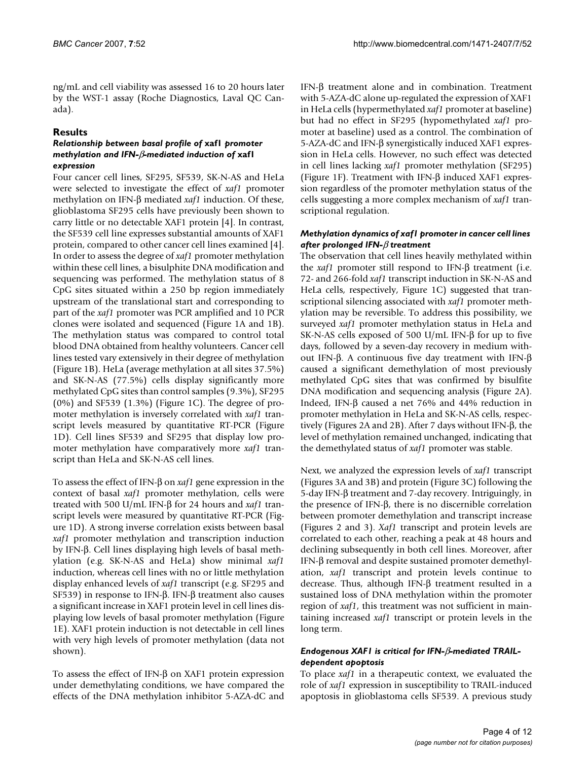ng/mL and cell viability was assessed 16 to 20 hours later by the WST-1 assay (Roche Diagnostics, Laval QC Canada).

## Results

### *Relationship between basal profile of* xaf1 *promoter methylation and IFN-β-mediated induction of* xaf1 *expression*

Four cancer cell lines, SF295, SF539, SK-N-AS and HeLa were selected to investigate the effect of *xaf1* promoter methylation on IFN-β mediated *xaf1* induction. Of these, glioblastoma SF295 cells have previously been shown to carry little or no detectable XAF1 protein [4]. In contrast, the SF539 cell line expresses substantial amounts of XAF1 protein, compared to other cancer cell lines examined [4]. In order to assess the degree of *xaf1* promoter methylation within these cell lines, a bisulphite DNA modification and sequencing was performed. The methylation status of 8 CpG sites situated within a 250 bp region immediately upstream of the translational start and corresponding to part of the *xaf1* promoter was PCR amplified and 10 PCR clones were isolated and sequenced (Figure 1A and 1B). The methylation status was compared to control total blood DNA obtained from healthy volunteers. Cancer cell lines tested vary extensively in their degree of methylation (Figure 1B). HeLa (average methylation at all sites 37.5%) and SK-N-AS (77.5%) cells display significantly more methylated CpG sites than control samples (9.3%), SF295 (0%) and SF539 (1.3%) (Figure 1C). The degree of promoter methylation is inversely correlated with *xaf1* transcript levels measured by quantitative RT-PCR (Figure 1D). Cell lines SF539 and SF295 that display low promoter methylation have comparatively more *xaf1* transcript than HeLa and SK-N-AS cell lines.

To assess the effect of IFN-β on *xaf1* gene expression in the context of basal *xaf1* promoter methylation, cells were treated with 500 U/mL IFN-β for 24 hours and *xaf1* transcript levels were measured by quantitative RT-PCR (Figure 1D). A strong inverse correlation exists between basal *xaf1* promoter methylation and transcription induction by IFN-β. Cell lines displaying high levels of basal methylation (e.g. SK-N-AS and HeLa) show minimal *xaf1* induction, whereas cell lines with no or little methylation display enhanced levels of *xaf1* transcript (e.g. SF295 and SF539) in response to IFN-β. IFN-β treatment also causes a significant increase in XAF1 protein level in cell lines displaying low levels of basal promoter methylation (Figure 1E). XAF1 protein induction is not detectable in cell lines with very high levels of promoter methylation (data not shown).

To assess the effect of IFN-β on XAF1 protein expression under demethylating conditions, we have compared the effects of the DNA methylation inhibitor 5-AZA-dC and IFN-β treatment alone and in combination. Treatment with 5-AZA-dC alone up-regulated the expression of XAF1 in HeLa cells (hypermethylated *xaf1* promoter at baseline) but had no effect in SF295 (hypomethylated *xaf1* promoter at baseline) used as a control. The combination of 5-AZA-dC and IFN-β synergistically induced XAF1 expression in HeLa cells. However, no such effect was detected in cell lines lacking *xaf1* promoter methylation (SF295) (Figure 1F). Treatment with IFN-β induced XAF1 expression regardless of the promoter methylation status of the cells suggesting a more complex mechanism of *xaf1* transcriptional regulation.

### *Methylation dynamics of xaf1 promoter in cancer cell lines after prolonged IFN-β treatment*

The observation that cell lines heavily methylated within the *xaf1* promoter still respond to IFN-β treatment (i.e. 72- and 266-fold *xaf1* transcript induction in SK-N-AS and HeLa cells, respectively, Figure 1C) suggested that transcriptional silencing associated with *xaf1* promoter methylation may be reversible. To address this possibility, we surveyed *xaf1* promoter methylation status in HeLa and SK-N-AS cells exposed of 500 U/mL IFN-β for up to five days, followed by a seven-day recovery in medium without IFN-β. A continuous five day treatment with IFN-β caused a significant demethylation of most previously methylated CpG sites that was confirmed by bisulfite DNA modification and sequencing analysis (Figure 2A). Indeed, IFN-β caused a net 76% and 44% reduction in promoter methylation in HeLa and SK-N-AS cells, respectively (Figures 2A and 2B). After 7 days without IFN-β, the level of methylation remained unchanged, indicating that the demethylated status of *xaf1* promoter was stable.

Next, we analyzed the expression levels of *xaf1* transcript (Figures 3A and 3B) and protein (Figure 3C) following the 5-day IFN-β treatment and 7-day recovery. Intriguingly, in the presence of IFN-β, there is no discernible correlation between promoter demethylation and transcript increase (Figures 2 and 3). *Xaf1* transcript and protein levels are correlated to each other, reaching a peak at 48 hours and declining subsequently in both cell lines. Moreover, after IFN-β removal and despite sustained promoter demethylation, *xaf1* transcript and protein levels continue to decrease. Thus, although IFN-β treatment resulted in a sustained loss of DNA methylation within the promoter region of *xaf1*, this treatment was not sufficient in maintaining increased *xaf1* transcript or protein levels in the long term.

### *Endogenous XAF1 is critical for IFN-β-mediated TRAIL-dependent apoptosis*

To place *xaf1* in a therapeutic context, we evaluated the role of *xaf1* expression in susceptibility to TRAIL-induced apoptosis in glioblastoma cells SF539. A previous study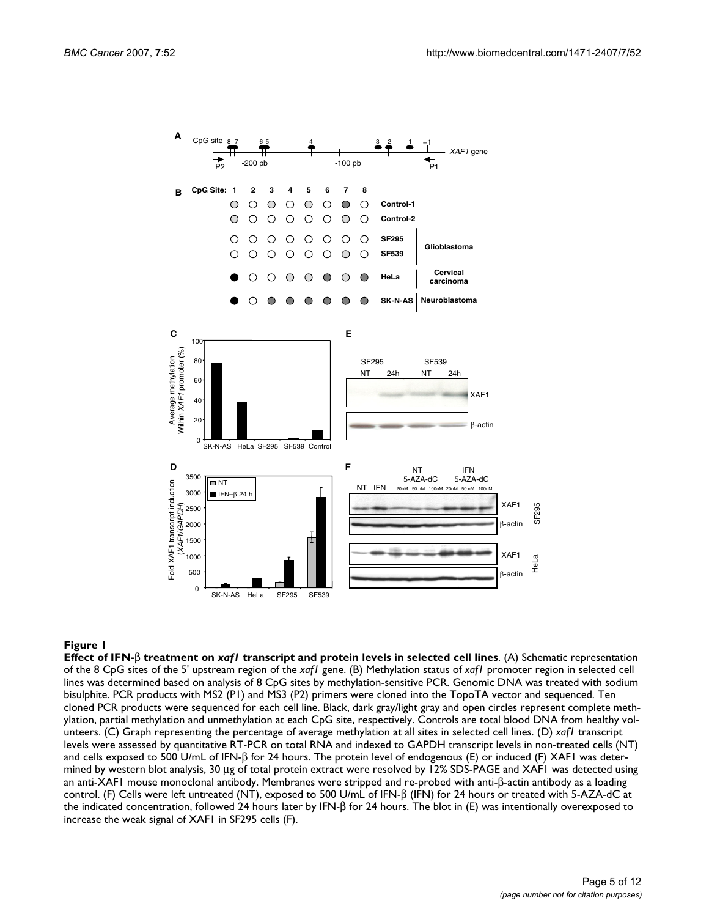**Figure 1**

**Effect of IFN-β treatment on *xaf1* transcript and protein levels in selected cell lines**. (A) Schematic representation of the 8 CpG sites of the 5' upstream region of the *xaf1* gene. (B) Methylation status of *xaf1* promoter region in selected cell lines was determined based on analysis of 8 CpG sites by methylation-sensitive PCR. Genomic DNA was treated with sodium bisulphite. PCR products with MS2 (P1) and MS3 (P2) primers were cloned into the TopoTA vector and sequenced. Ten cloned PCR products were sequenced for each cell line. Black, dark gray/light gray and open circles represent complete methylation, partial methylation and unmethylation at each CpG site, respectively. Controls are total blood DNA from healthy volunteers. (C) Graph representing the percentage of average methylation at all sites in selected cell lines. (D) *xaf1* transcript levels were assessed by quantitative RT-PCR on total RNA and indexed to GAPDH transcript levels in non-treated cells (NT) and cells exposed to 500 U/mL of IFN-β for 24 hours. The protein level of endogenous (E) or induced (F) XAF1 was determined by western blot analysis, 30 μg of total protein extract were resolved by 12% SDS-PAGE and XAF1 was detected using an anti-XAF1 mouse monoclonal antibody. Membranes were stripped and re-probed with anti-β-actin antibody as a loading control. (F) Cells were left untreated (NT), exposed to 500 U/mL of IFN-β (IFN) for 24 hours or treated with 5-AZA-dC at the indicated concentration, followed 24 hours later by IFN-β for 24 hours. The blot in (E) was intentionally overexposed to increase the weak signal of XAF1 in SF295 cells (F).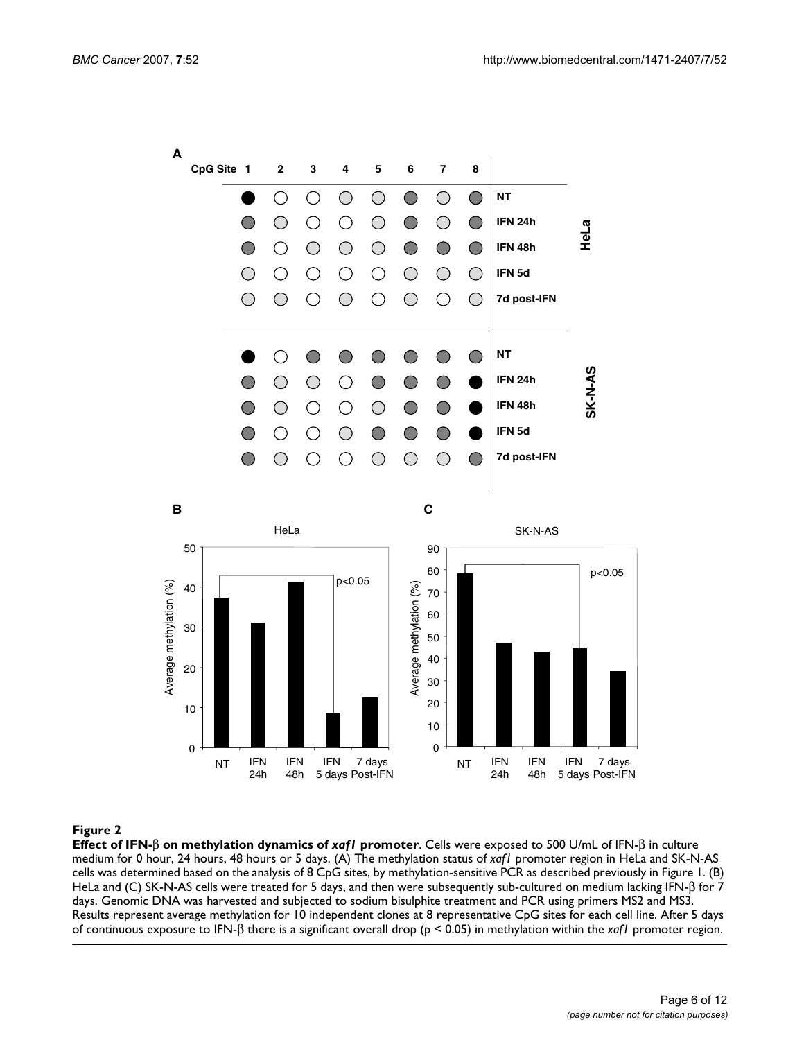**Figure 2**

**Effect of IFN-β on methylation dynamics of *xaf1* promoter**. Cells were exposed to 500 U/mL of IFN-β in culture medium for 0 hour, 24 hours, 48 hours or 5 days. (A) The methylation status of *xaf1* promoter region in HeLa and SK-N-AS cells was determined based on the analysis of 8 CpG sites, by methylation-sensitive PCR as described previously in Figure 1. (B) HeLa and (C) SK-N-AS cells were treated for 5 days, and then were subsequently sub-cultured on medium lacking IFN-β for 7 days. Genomic DNA was harvested and subjected to sodium bisulphite treatment and PCR using primers MS2 and MS3. Results represent average methylation for 10 independent clones at 8 representative CpG sites for each cell line. After 5 days of continuous exposure to IFN-β there is a significant overall drop ($p < 0.05$) in methylation within the *xaf1* promoter region.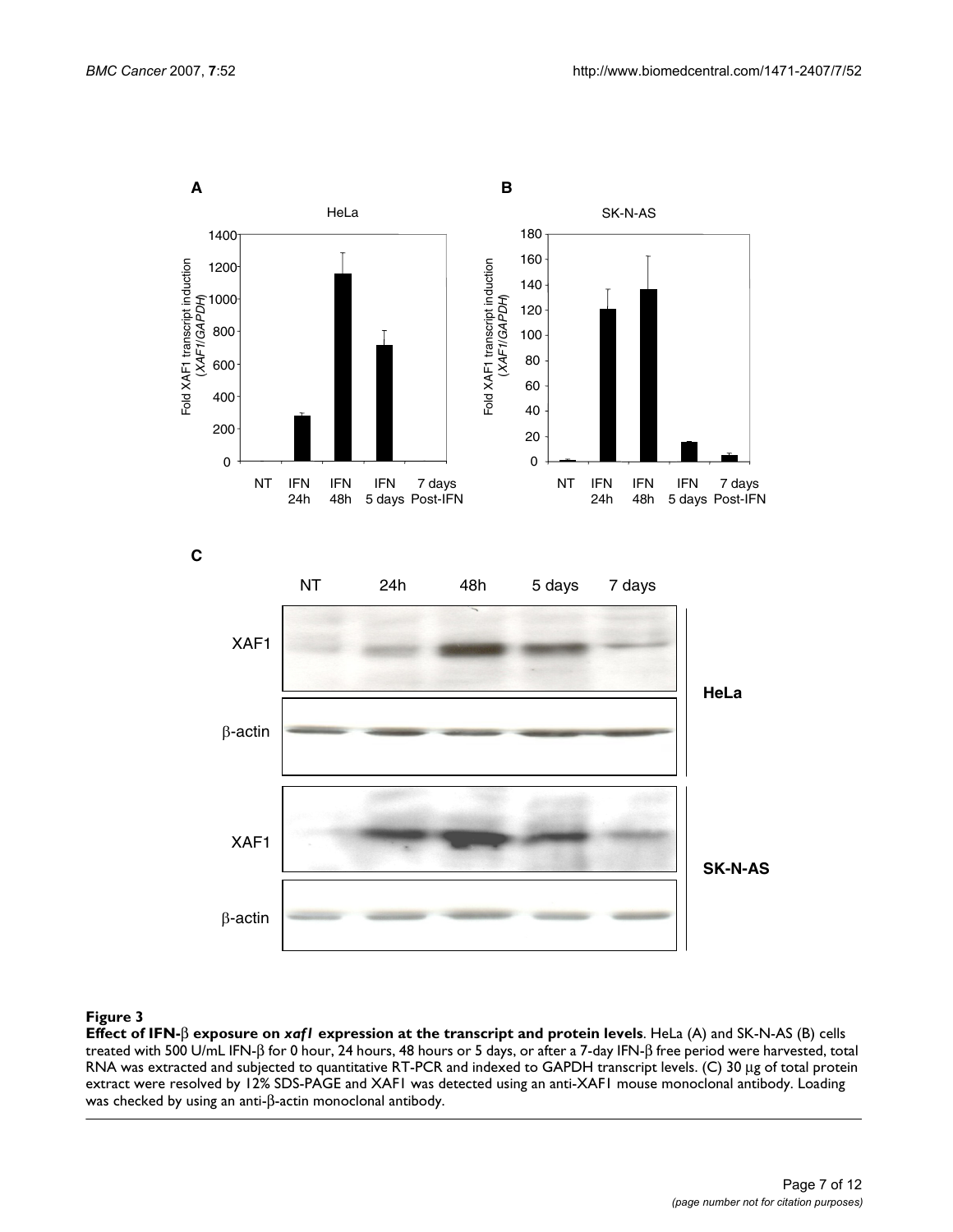**Figure 3**

**Effect of IFN-β exposure on *xaf1* expression at the transcript and protein levels**. HeLa (A) and SK-N-AS (B) cells treated with 500 U/mL IFN-β for 0 hour, 24 hours, 48 hours or 5 days, or after a 7-day IFN-β free period were harvested, total RNA was extracted and subjected to quantitative RT-PCR and indexed to GAPDH transcript levels. (C) 30 μg of total protein extract were resolved by 12% SDS-PAGE and XAF1 was detected using an anti-XAF1 mouse monoclonal antibody. Loading was checked by using an anti-β-actin monoclonal antibody.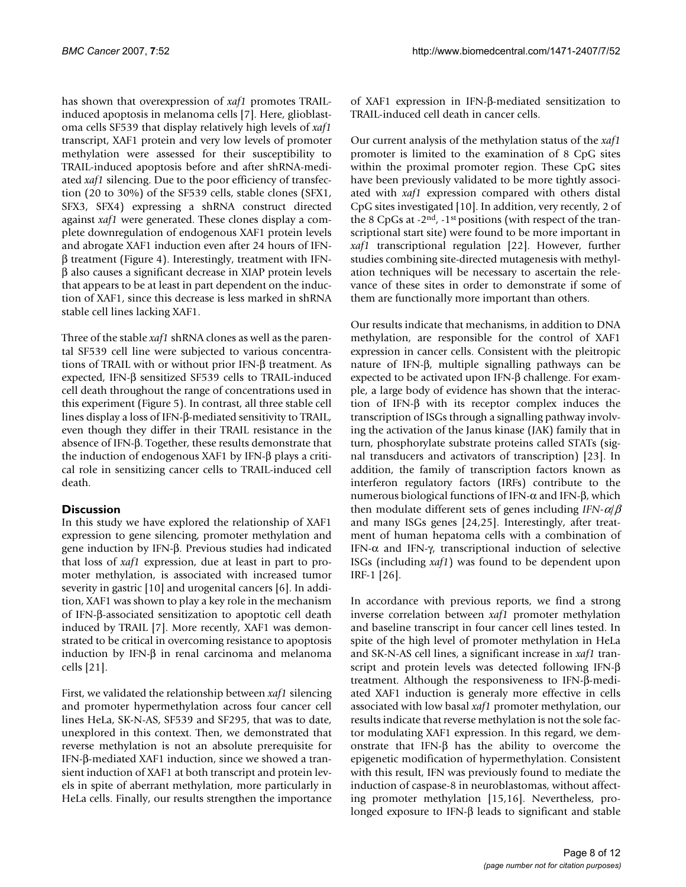has shown that overexpression of *xaf1* promotes TRAIL-induced apoptosis in melanoma cells [7]. Here, glioblastoma cells SF539 that display relatively high levels of *xaf1* transcript, XAF1 protein and very low levels of promoter methylation were assessed for their susceptibility to TRAIL-induced apoptosis before and after shRNA-mediated *xaf1* silencing. Due to the poor efficiency of transfection (20 to 30%) of the SF539 cells, stable clones (SFX1, SFX3, SFX4) expressing a shRNA construct directed against *xaf1* were generated. These clones display a complete downregulation of endogenous XAF1 protein levels and abrogate XAF1 induction even after 24 hours of IFN-β treatment (Figure 4). Interestingly, treatment with IFN-β also causes a significant decrease in XIAP protein levels that appears to be at least in part dependent on the induction of XAF1, since this decrease is less marked in shRNA stable cell lines lacking XAF1.

Three of the stable *xaf1* shRNA clones as well as the parental SF539 cell line were subjected to various concentrations of TRAIL with or without prior IFN-β treatment. As expected, IFN-β sensitized SF539 cells to TRAIL-induced cell death throughout the range of concentrations used in this experiment (Figure 5). In contrast, all three stable cell lines display a loss of IFN-β-mediated sensitivity to TRAIL, even though they differ in their TRAIL resistance in the absence of IFN-β. Together, these results demonstrate that the induction of endogenous XAF1 by IFN-β plays a critical role in sensitizing cancer cells to TRAIL-induced cell death.

## Discussion

In this study we have explored the relationship of XAF1 expression to gene silencing, promoter methylation and gene induction by IFN-β. Previous studies had indicated that loss of *xaf1* expression, due at least in part to promoter methylation, is associated with increased tumor severity in gastric [10] and urogenital cancers [6]. In addition, XAF1 was shown to play a key role in the mechanism of IFN-β-associated sensitization to apoptotic cell death induced by TRAIL [7]. More recently, XAF1 was demonstrated to be critical in overcoming resistance to apoptosis induction by IFN-β in renal carcinoma and melanoma cells [21].

First, we validated the relationship between *xaf1* silencing and promoter hypermethylation across four cancer cell lines HeLa, SK-N-AS, SF539 and SF295, that was to date, unexplored in this context. Then, we demonstrated that reverse methylation is not an absolute prerequisite for IFN-β-mediated XAF1 induction, since we showed a transient induction of XAF1 at both transcript and protein levels in spite of aberrant methylation, more particularly in HeLa cells. Finally, our results strengthen the importance of XAF1 expression in IFN-β-mediated sensitization to TRAIL-induced cell death in cancer cells.

Our current analysis of the methylation status of the *xaf1* promoter is limited to the examination of 8 CpG sites within the proximal promoter region. These CpG sites have been previously validated to be more tightly associated with *xaf1* expression compared with others distal CpG sites investigated [10]. In addition, very recently, 2 of the 8 CpGs at -2nd, -1st positions (with respect of the transcriptional start site) were found to be more important in *xaf1* transcriptional regulation [22]. However, further studies combining site-directed mutagenesis with methylation techniques will be necessary to ascertain the relevance of these sites in order to demonstrate if some of them are functionally more important than others.

Our results indicate that mechanisms, in addition to DNA methylation, are responsible for the control of XAF1 expression in cancer cells. Consistent with the pleitropic nature of IFN-β, multiple signalling pathways can be expected to be activated upon IFN-β challenge. For example, a large body of evidence has shown that the interaction of IFN-β with its receptor complex induces the transcription of ISGs through a signalling pathway involving the activation of the Janus kinase (JAK) family that in turn, phosphorylate substrate proteins called STATs (signal transducers and activators of transcription) [23]. In addition, the family of transcription factors known as interferon regulatory factors (IRFs) contribute to the numerous biological functions of IFN-α and IFN-β, which then modulate different sets of genes including *IFN-α/β* and many ISGs genes [24,25]. Interestingly, after treatment of human hepatoma cells with a combination of IFN-α and IFN-γ, transcriptional induction of selective ISGs (including *xaf1*) was found to be dependent upon IRF-1 [26].

In accordance with previous reports, we find a strong inverse correlation between *xaf1* promoter methylation and baseline transcript in four cancer cell lines tested. In spite of the high level of promoter methylation in HeLa and SK-N-AS cell lines, a significant increase in *xaf1* transcript and protein levels was detected following IFN-β treatment. Although the responsiveness to IFN-β-mediated XAF1 induction is generaly more effective in cells associated with low basal *xaf1* promoter methylation, our results indicate that reverse methylation is not the sole factor modulating XAF1 expression. In this regard, we demonstrate that IFN-β has the ability to overcome the epigenetic modification of hypermethylation. Consistent with this result, IFN was previously found to mediate the induction of caspase-8 in neuroblastomas, without affecting promoter methylation [15,16]. Nevertheless, prolonged exposure to IFN-β leads to significant and stable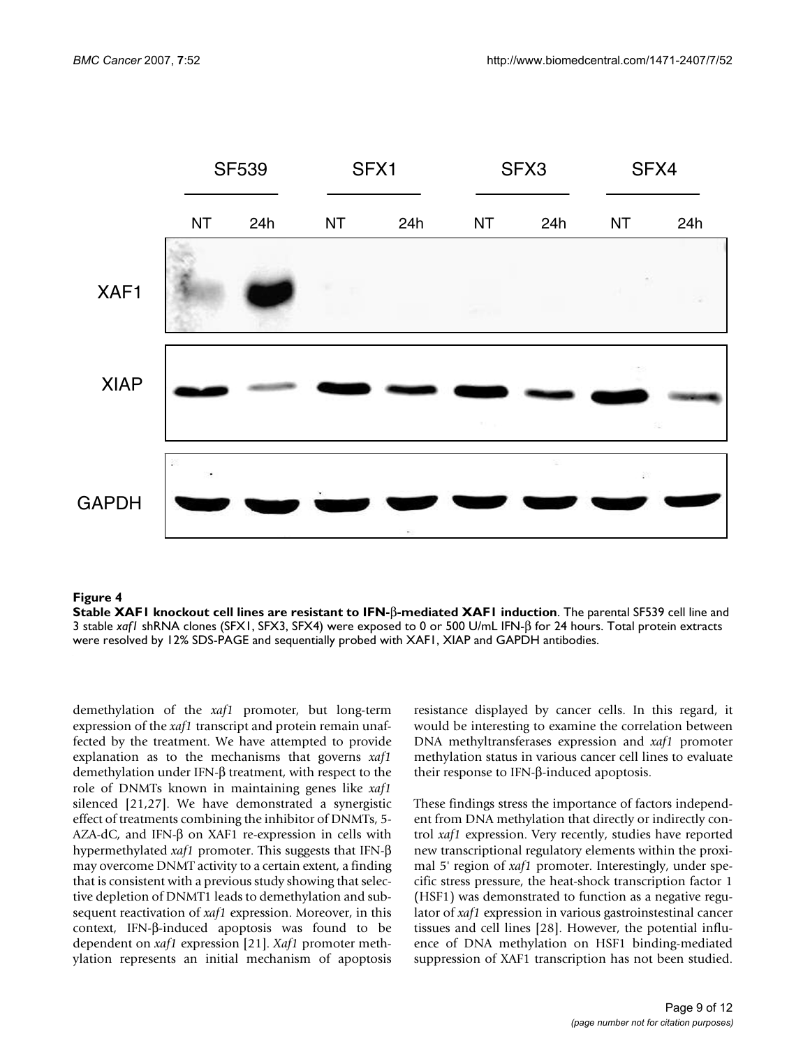**Figure 4**

**Stable XAF1 knockout cell lines are resistant to IFN-β-mediated XAF1 induction**. The parental SF539 cell line and 3 stable *xaf1* shRNA clones (SFX1, SFX3, SFX4) were exposed to 0 or 500 U/mL IFN-β for 24 hours. Total protein extracts were resolved by 12% SDS-PAGE and sequentially probed with XAF1, XIAP and GAPDH antibodies.

demethylation of the *xaf1* promoter, but long-term expression of the *xaf1* transcript and protein remain unaffected by the treatment. We have attempted to provide explanation as to the mechanisms that governs *xaf1* demethylation under IFN-β treatment, with respect to the role of DNMTs known in maintaining genes like *xaf1* silenced [21,27]. We have demonstrated a synergistic effect of treatments combining the inhibitor of DNMTs, 5-AZA-dC, and IFN-β on XAF1 re-expression in cells with hypermethylated *xaf1* promoter. This suggests that IFN-β may overcome DNMT activity to a certain extent, a finding that is consistent with a previous study showing that selective depletion of DNMT1 leads to demethylation and subsequent reactivation of *xaf1* expression. Moreover, in this context, IFN-β-induced apoptosis was found to be dependent on *xaf1* expression [21]. *Xaf1* promoter methylation represents an initial mechanism of apoptosis resistance displayed by cancer cells. In this regard, it would be interesting to examine the correlation between DNA methyltransferases expression and *xaf1* promoter methylation status in various cancer cell lines to evaluate their response to IFN-β-induced apoptosis.

These findings stress the importance of factors independent from DNA methylation that directly or indirectly control *xaf1* expression. Very recently, studies have reported new transcriptional regulatory elements within the proximal 5' region of *xaf1* promoter. Interestingly, under specific stress pressure, the heat-shock transcription factor 1 (HSF1) was demonstrated to function as a negative regulator of *xaf1* expression in various gastroinsestinal cancer tissues and cell lines [28]. However, the potential influence of DNA methylation on HSF1 binding-mediated suppression of XAF1 transcription has not been studied.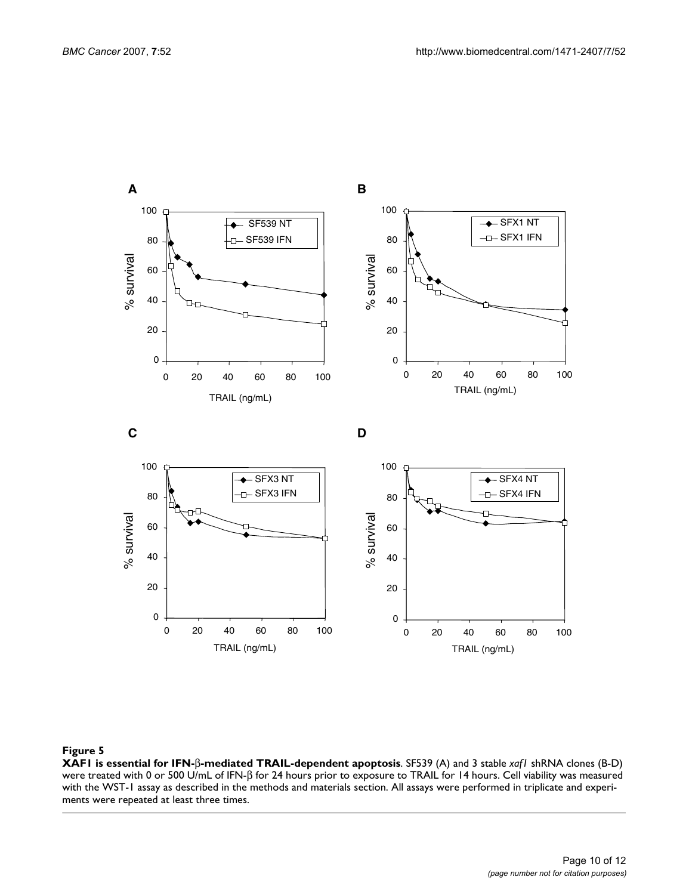**Figure 5**

**XAF1 is essential for IFN-β-mediated TRAIL-dependent apoptosis**. SF539 (A) and 3 stable *xaf1* shRNA clones (B-D) were treated with 0 or 500 U/mL of IFN-β for 24 hours prior to exposure to TRAIL for 14 hours. Cell viability was measured with the WST-1 assay as described in the methods and materials section. All assays were performed in triplicate and experiments were repeated at least three times.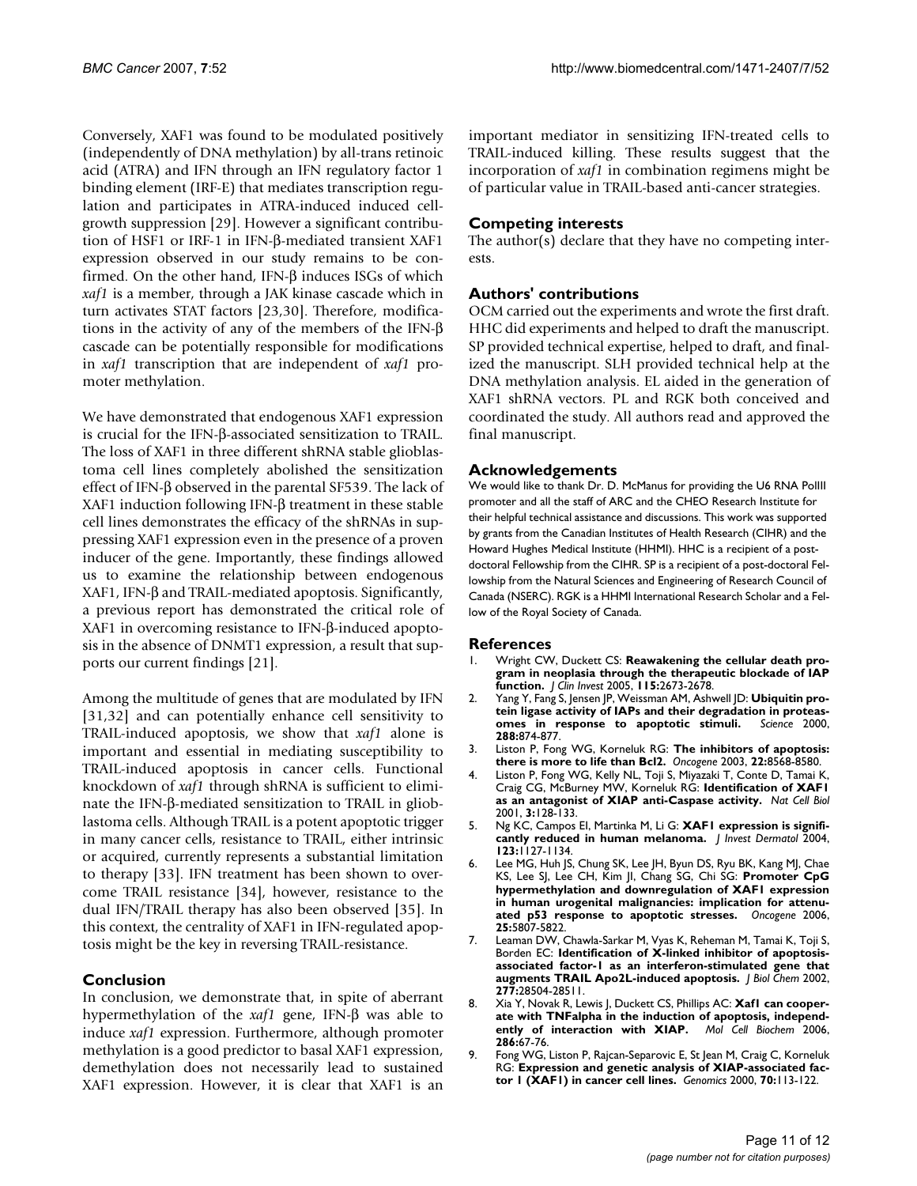Conversely, XAF1 was found to be modulated positively (independently of DNA methylation) by all-trans retinoic acid (ATRA) and IFN through an IFN regulatory factor 1 binding element (IRF-E) that mediates transcription regulation and participates in ATRA-induced induced cell-growth suppression [29]. However a significant contribution of HSF1 or IRF-1 in IFN-β-mediated transient XAF1 expression observed in our study remains to be confirmed. On the other hand, IFN-β induces ISGs of which *xaf1* is a member, through a JAK kinase cascade which in turn activates STAT factors [23,30]. Therefore, modifications in the activity of any of the members of the IFN-β cascade can be potentially responsible for modifications in *xaf1* transcription that are independent of *xaf1* promoter methylation.

We have demonstrated that endogenous XAF1 expression is crucial for the IFN-β-associated sensitization to TRAIL. The loss of XAF1 in three different shRNA stable glioblastoma cell lines completely abolished the sensitization effect of IFN-β observed in the parental SF539. The lack of XAF1 induction following IFN-β treatment in these stable cell lines demonstrates the efficacy of the shRNAs in suppressing XAF1 expression even in the presence of a proven inducer of the gene. Importantly, these findings allowed us to examine the relationship between endogenous XAF1, IFN-β and TRAIL-mediated apoptosis. Significantly, a previous report has demonstrated the critical role of XAF1 in overcoming resistance to IFN-β-induced apoptosis in the absence of DNMT1 expression, a result that supports our current findings [21].

Among the multitude of genes that are modulated by IFN [31,32] and can potentially enhance cell sensitivity to TRAIL-induced apoptosis, we show that *xaf1* alone is important and essential in mediating susceptibility to TRAIL-induced apoptosis in cancer cells. Functional knockdown of *xaf1* through shRNA is sufficient to eliminate the IFN-β-mediated sensitization to TRAIL in glioblastoma cells. Although TRAIL is a potent apoptotic trigger in many cancer cells, resistance to TRAIL, either intrinsic or acquired, currently represents a substantial limitation to therapy [33]. IFN treatment has been shown to overcome TRAIL resistance [34], however, resistance to the dual IFN/TRAIL therapy has also been observed [35]. In this context, the centrality of XAF1 in IFN-regulated apoptosis might be the key in reversing TRAIL-resistance.

## Conclusion

In conclusion, we demonstrate that, in spite of aberrant hypermethylation of the *xaf1* gene, IFN-β was able to induce *xaf1* expression. Furthermore, although promoter methylation is a good predictor to basal XAF1 expression, demethylation does not necessarily lead to sustained XAF1 expression. However, it is clear that XAF1 is an important mediator in sensitizing IFN-treated cells to TRAIL-induced killing. These results suggest that the incorporation of *xaf1* in combination regimens might be of particular value in TRAIL-based anti-cancer strategies.

## Competing interests

The author(s) declare that they have no competing interests.

## Authors' contributions

OCM carried out the experiments and wrote the first draft. HHC did experiments and helped to draft the manuscript. SP provided technical expertise, helped to draft, and finalized the manuscript. SLH provided technical help at the DNA methylation analysis. EL aided in the generation of XAF1 shRNA vectors. PL and RGK both conceived and coordinated the study. All authors read and approved the final manuscript.

## Acknowledgements

We would like to thank Dr. D. McManus for providing the U6 RNA PolIII promoter and all the staff of ARC and the CHEO Research Institute for their helpful technical assistance and discussions. This work was supported by grants from the Canadian Institutes of Health Research (CIHR) and the Howard Hughes Medical Institute (HHMI). HHC is a recipient of a post-doctoral Fellowship from the CIHR. SP is a recipient of a post-doctoral Fellowship from the Natural Sciences and Engineering of Research Council of Canada (NSERC). RGK is a HHMI International Research Scholar and a Fellow of the Royal Society of Canada.

## References

1. Wright CW, Duckett CS: **Reawakening the cellular death program in neoplasia through the therapeutic blockade of IAP function.** *J Clin Invest* 2005, **115:**2673-2678.
2. Yang Y, Fang S, Jensen JP, Weissman AM, Ashwell JD: **Ubiquitin protein ligase activity of IAPs and their degradation in proteasomes in response to apoptotic stimuli.** *Science* 2000, **288:**874-877.
3. Liston P, Fong WG, Korneluk RG: **The inhibitors of apoptosis: there is more to life than Bcl2.** *Oncogene* 2003, **22:**8568-8580.
4. Liston P, Fong WG, Kelly NL, Toji S, Miyazaki T, Conte D, Tamai K, Craig CG, McBurney MW, Korneluk RG: **Identification of XAF1 as an antagonist of XIAP anti-Caspase activity.** *Nat Cell Biol* 2001, **3:**128-133.
5. Ng KC, Campos EI, Martinka M, Li G: **XAF1 expression is significantly reduced in human melanoma.** *J Invest Dermatol* 2004, **123:**1127-1134.
6. Lee MG, Huh JS, Chung SK, Lee JH, Byun DS, Ryu BK, Kang MJ, Chae KS, Lee SJ, Lee CH, Kim JI, Chang SG, Chi SG: **Promoter CpG hypermethylation and downregulation of XAF1 expression in human urogenital malignancies: implication for attenuated p53 response to apoptotic stresses.** *Oncogene* 2006, **25:**5807-5822.
7. Leaman DW, Chawla-Sarkar M, Vyas K, Reheman M, Tamai K, Toji S, Borden EC: **Identification of X-linked inhibitor of apoptosis-associated factor-1 as an interferon-stimulated gene that augments TRAIL Apo2L-induced apoptosis.** *J Biol Chem* 2002, **277:**28504-28511.
8. Xia Y, Novak R, Lewis J, Duckett CS, Phillips AC: **Xaf1 can cooperate with TNFalpha in the induction of apoptosis, independently of interaction with XIAP.** *Mol Cell Biochem* 2006, **286:**67-76.
9. Fong WG, Liston P, Rajcan-Separovic E, St Jean M, Craig C, Korneluk RG: **Expression and genetic analysis of XIAP-associated factor 1 (XAF1) in cancer cell lines.** *Genomics* 2000, **70:**113-122.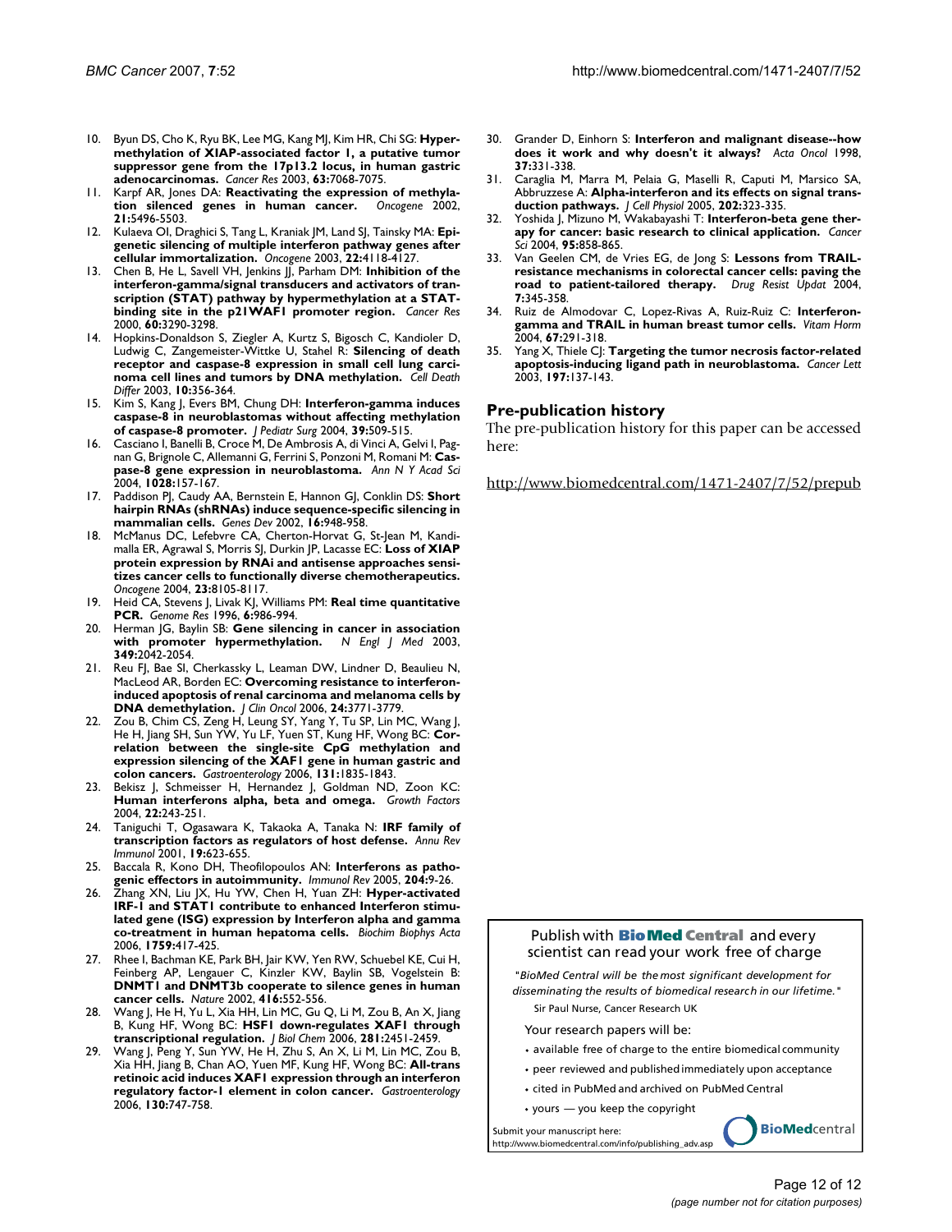10. Byun DS, Cho K, Ryu BK, Lee MG, Kang MJ, Kim HR, Chi SG: **Hypermethylation of XIAP-associated factor 1, a putative tumor suppressor gene from the 17p13.2 locus, in human gastric adenocarcinomas.** *Cancer Res* 2003, **63**:7068-7075.
11. Karpf AR, Jones DA: **Reactivating the expression of methylation silenced genes in human cancer.** *Oncogene* 2002, **21**:5496-5503.
12. Kulaeva OI, Draghici S, Tang L, Kraniak JM, Land SJ, Tainsky MA: **Epigenetic silencing of multiple interferon pathway genes after cellular immortalization.** *Oncogene* 2003, **22**:4118-4127.
13. Chen B, He L, Savell VH, Jenkins JJ, Parham DM: **Inhibition of the interferon-gamma/signal transducers and activators of transcription (STAT) pathway by hypermethylation at a STAT-binding site in the p21WAF1 promoter region.** *Cancer Res* 2000, **60**:3290-3298.
14. Hopkins-Donaldson S, Ziegler A, Kurtz S, Bigosch C, Kandioler D, Ludwig C, Zangemeister-Wittke U, Stahel R: **Silencing of death receptor and caspase-8 expression in small cell lung carcinoma cell lines and tumors by DNA methylation.** *Cell Death Differ* 2003, **10**:356-364.
15. Kim S, Kang J, Evers BM, Chung DH: **Interferon-gamma induces caspase-8 in neuroblastomas without affecting methylation of caspase-8 promoter.** *J Pediatr Surg* 2004, **39**:509-515.
16. Casciano I, Banelli B, Croce M, De Ambrosis A, di Vinci A, Gelvi I, Pagnan G, Brignole C, Allemanni G, Ferrini S, Ponzoni M, Romani M: **Caspase-8 gene expression in neuroblastoma.** *Ann N Y Acad Sci* 2004, **1028**:157-167.
17. Paddison PJ, Caudy AA, Bernstein E, Hannon GJ, Conklin DS: **Short hairpin RNAs (shRNAs) induce sequence-specific silencing in mammalian cells.** *Genes Dev* 2002, **16**:948-958.
18. McManus DC, Lefebvre CA, Cherton-Horvat G, St-Jean M, Kandimalla ER, Agrawal S, Morris SJ, Durkin JP, Lacasse EC: **Loss of XIAP protein expression by RNAi and antisense approaches sensitizes cancer cells to functionally diverse chemotherapeutics.** *Oncogene* 2004, **23**:8105-8117.
19. Heid CA, Stevens J, Livak KJ, Williams PM: **Real time quantitative PCR.** *Genome Res* 1996, **6**:986-994.
20. Herman JG, Baylin SB: **Gene silencing in cancer in association with promoter hypermethylation.** *N Engl J Med* 2003, **349**:2042-2054.
21. Reu FJ, Bae SI, Cherkassky L, Leaman DW, Lindner D, Beaulieu N, MacLeod AR, Borden EC: **Overcoming resistance to interferon-induced apoptosis of renal carcinoma and melanoma cells by DNA demethylation.** *J Clin Oncol* 2006, **24**:3771-3779.
22. Zou B, Chim CS, Zeng H, Leung SY, Yang Y, Tu SP, Lin MC, Wang J, He H, Jiang SH, Sun YW, Yu LF, Yuen ST, Kung HF, Wong BC: **Correlation between the single-site CpG methylation and expression silencing of the XAF1 gene in human gastric and colon cancers.** *Gastroenterology* 2006, **131**:1835-1843.
23. Bekisz J, Schmeisser H, Hernandez J, Goldman ND, Zoon KC: **Human interferons alpha, beta and omega.** *Growth Factors* 2004, **22**:243-251.
24. Taniguchi T, Ogasawara K, Takaoka A, Tanaka N: **IRF family of transcription factors as regulators of host defense.** *Annu Rev Immunol* 2001, **19**:623-655.
25. Baccala R, Kono DH, Theofilopoulos AN: **Interferons as pathogenic effectors in autoimmunity.** *Immunol Rev* 2005, **204**:9-26.
26. Zhang XN, Liu JX, Hu YW, Chen H, Yuan ZH: **Hyper-activated IRF-1 and STAT1 contribute to enhanced Interferon stimulated gene (ISG) expression by Interferon alpha and gamma co-treatment in human hepatoma cells.** *Biochim Biophys Acta* 2006, **1759**:417-425.
27. Rhee I, Bachman KE, Park BH, Jair KW, Yen RW, Schuebel KE, Cui H, Feinberg AP, Lengauer C, Kinzler KW, Baylin SB, Vogelstein B: **DNMT1 and DNMT3b cooperate to silence genes in human cancer cells.** *Nature* 2002, **416**:552-556.
28. Wang J, He H, Yu L, Xia HH, Lin MC, Gu Q, Li M, Zou B, An X, Jiang B, Kung HF, Wong BC: **HSF1 down-regulates XAF1 through transcriptional regulation.** *J Biol Chem* 2006, **281**:2451-2459.
29. Wang J, Peng Y, Sun YW, He H, Zhu S, An X, Li M, Lin MC, Zou B, Xia HH, Jiang B, Chan AO, Yuen MF, Kung HF, Wong BC: **All-trans retinoic acid induces XAF1 expression through an interferon regulatory factor-1 element in colon cancer.** *Gastroenterology* 2006, **130**:747-758.
30. Grander D, Einhorn S: **Interferon and malignant disease--how does it work and why doesn't it always?** *Acta Oncol* 1998, **37**:331-338.
31. Caraglia M, Marra M, Pelaia G, Maselli R, Caputi M, Marsico SA, Abbruzzese A: **Alpha-interferon and its effects on signal transduction pathways.** *J Cell Physiol* 2005, **202**:323-335.
32. Yoshida J, Mizuno M, Wakabayashi T: **Interferon-beta gene therapy for cancer: basic research to clinical application.** *Cancer Sci* 2004, **95**:858-865.
33. Van Geelen CM, de Vries EG, de Jong S: **Lessons from TRAIL-resistance mechanisms in colorectal cancer cells: paving the road to patient-tailored therapy.** *Drug Resist Updat* 2004, **7**:345-358.
34. Ruiz de Almodovar C, Lopez-Rivas A, Ruiz-Ruiz C: **Interferon-gamma and TRAIL in human breast tumor cells.** *Vitam Horm* 2004, **67**:291-318.
35. Yang X, Thiele CJ: **Targeting the tumor necrosis factor-related apoptosis-inducing ligand path in neuroblastoma.** *Cancer Lett* 2003, **197**:137-143.

## Pre-publication history

The pre-publication history for this paper can be accessed here:

http://www.biomedcentral.com/1471-2407/7/52/prepub

Publish with **BioMed Central** and every scientist can read your work free of charge

*"BioMed Central will be the most significant development for disseminating the results of biomedical research in our lifetime."*

Sir Paul Nurse, Cancer Research UK

Your research papers will be:

- available free of charge to the entire biomedical community
- peer reviewed and published immediately upon acceptance
- cited in PubMed and archived on PubMed Central
- yours — you keep the copyright

Submit your manuscript here:
http://www.biomedcentral.com/info/publishing_adv.asp

BioMedcentral